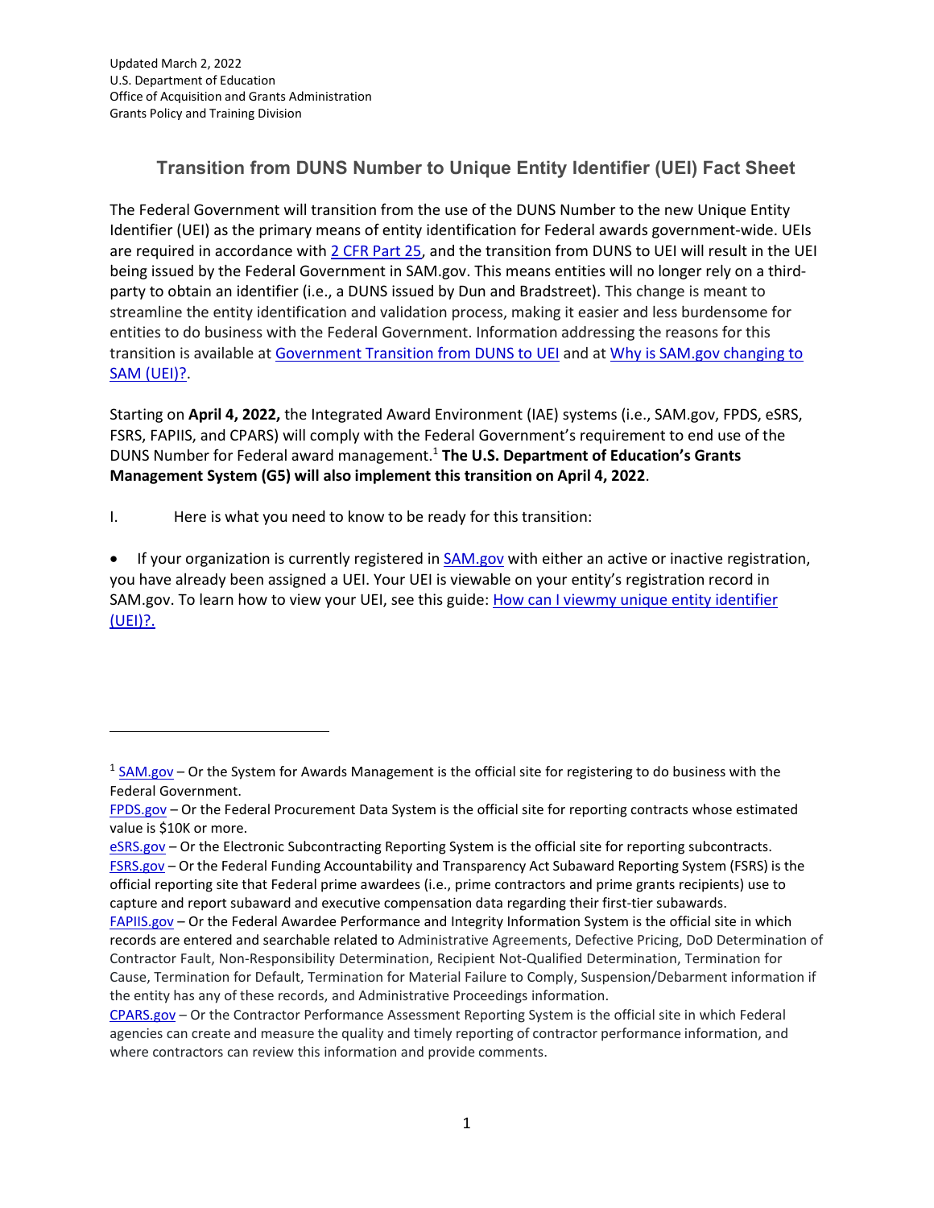Updated March 2, 2022
U.S. Department of Education
Office of Acquisition and Grants Administration
Grants Policy and Training Division

# Transition from DUNS Number to Unique Entity Identifier (UEI) Fact Sheet

The Federal Government will transition from the use of the DUNS Number to the new Unique Entity Identifier (UEI) as the primary means of entity identification for Federal awards government-wide. UEIs are required in accordance with 2 CFR Part 25, and the transition from DUNS to UEI will result in the UEI being issued by the Federal Government in SAM.gov. This means entities will no longer rely on a third-party to obtain an identifier (i.e., a DUNS issued by Dun and Bradstreet). This change is meant to streamline the entity identification and validation process, making it easier and less burdensome for entities to do business with the Federal Government. Information addressing the reasons for this transition is available at Government Transition from DUNS to UEI and at Why is SAM.gov changing to SAM (UEI)?.

Starting on **April 4, 2022,** the Integrated Award Environment (IAE) systems (i.e., SAM.gov, FPDS, eSRS, FSRS, FAPIIS, and CPARS) will comply with the Federal Government's requirement to end use of the DUNS Number for Federal award management.[1] **The U.S. Department of Education's Grants Management System (G5) will also implement this transition on April 4, 2022**.

I. Here is what you need to know to be ready for this transition:

- If your organization is currently registered in SAM.gov with either an active or inactive registration, you have already been assigned a UEI. Your UEI is viewable on your entity's registration record in SAM.gov. To learn how to view your UEI, see this guide: How can I viewmy unique entity identifier (UEI)?.

---

[1] SAM.gov – Or the System for Awards Management is the official site for registering to do business with the Federal Government.
FPDS.gov – Or the Federal Procurement Data System is the official site for reporting contracts whose estimated value is $10K or more.
eSRS.gov – Or the Electronic Subcontracting Reporting System is the official site for reporting subcontracts.
FSRS.gov – Or the Federal Funding Accountability and Transparency Act Subaward Reporting System (FSRS) is the official reporting site that Federal prime awardees (i.e., prime contractors and prime grants recipients) use to capture and report subaward and executive compensation data regarding their first-tier subawards.
FAPIIS.gov – Or the Federal Awardee Performance and Integrity Information System is the official site in which records are entered and searchable related to Administrative Agreements, Defective Pricing, DoD Determination of Contractor Fault, Non-Responsibility Determination, Recipient Not-Qualified Determination, Termination for Cause, Termination for Default, Termination for Material Failure to Comply, Suspension/Debarment information if the entity has any of these records, and Administrative Proceedings information.
CPARS.gov – Or the Contractor Performance Assessment Reporting System is the official site in which Federal agencies can create and measure the quality and timely reporting of contractor performance information, and where contractors can review this information and provide comments.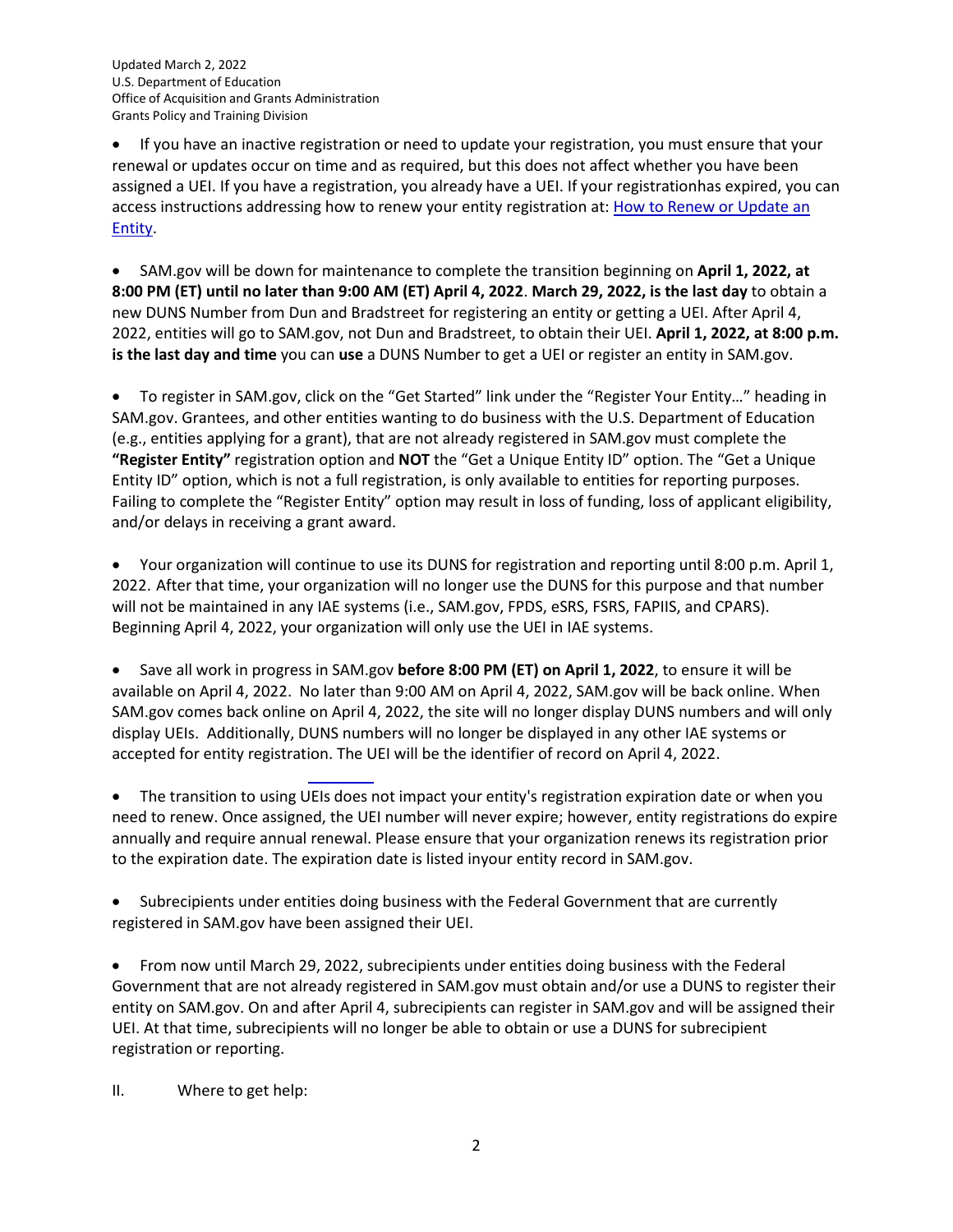- If you have an inactive registration or need to update your registration, you must ensure that your renewal or updates occur on time and as required, but this does not affect whether you have been assigned a UEI. If you have a registration, you already have a UEI. If your registrationhas expired, you can access instructions addressing how to renew your entity registration at: [How to Renew or Update an Entity](How to Renew or Update an Entity).

- SAM.gov will be down for maintenance to complete the transition beginning on **April 1, 2022, at 8:00 PM (ET) until no later than 9:00 AM (ET) April 4, 2022**. **March 29, 2022, is the last day** to obtain a new DUNS Number from Dun and Bradstreet for registering an entity or getting a UEI. After April 4, 2022, entities will go to SAM.gov, not Dun and Bradstreet, to obtain their UEI. **April 1, 2022, at 8:00 p.m. is the last day and time** you can **use** a DUNS Number to get a UEI or register an entity in SAM.gov.

- To register in SAM.gov, click on the "Get Started" link under the "Register Your Entity…" heading in SAM.gov. Grantees, and other entities wanting to do business with the U.S. Department of Education (e.g., entities applying for a grant), that are not already registered in SAM.gov must complete the **"Register Entity"** registration option and **NOT** the "Get a Unique Entity ID" option. The "Get a Unique Entity ID" option, which is not a full registration, is only available to entities for reporting purposes. Failing to complete the "Register Entity" option may result in loss of funding, loss of applicant eligibility, and/or delays in receiving a grant award.

- Your organization will continue to use its DUNS for registration and reporting until 8:00 p.m. April 1, 2022. After that time, your organization will no longer use the DUNS for this purpose and that number will not be maintained in any IAE systems (i.e., SAM.gov, FPDS, eSRS, FSRS, FAPIIS, and CPARS). Beginning April 4, 2022, your organization will only use the UEI in IAE systems.

- Save all work in progress in SAM.gov **before 8:00 PM (ET) on April 1, 2022**, to ensure it will be available on April 4, 2022. No later than 9:00 AM on April 4, 2022, SAM.gov will be back online. When SAM.gov comes back online on April 4, 2022, the site will no longer display DUNS numbers and will only display UEIs. Additionally, DUNS numbers will no longer be displayed in any other IAE systems or accepted for entity registration. The UEI will be the identifier of record on April 4, 2022.

- The transition to using UEIs does not impact your entity's registration expiration date or when you need to renew. Once assigned, the UEI number will never expire; however, entity registrations do expire annually and require annual renewal. Please ensure that your organization renews its registration prior to the expiration date. The expiration date is listed inyour entity record in SAM.gov.

- Subrecipients under entities doing business with the Federal Government that are currently registered in SAM.gov have been assigned their UEI.

- From now until March 29, 2022, subrecipients under entities doing business with the Federal Government that are not already registered in SAM.gov must obtain and/or use a DUNS to register their entity on SAM.gov. On and after April 4, subrecipients can register in SAM.gov and will be assigned their UEI. At that time, subrecipients will no longer be able to obtain or use a DUNS for subrecipient registration or reporting.

## II. Where to get help: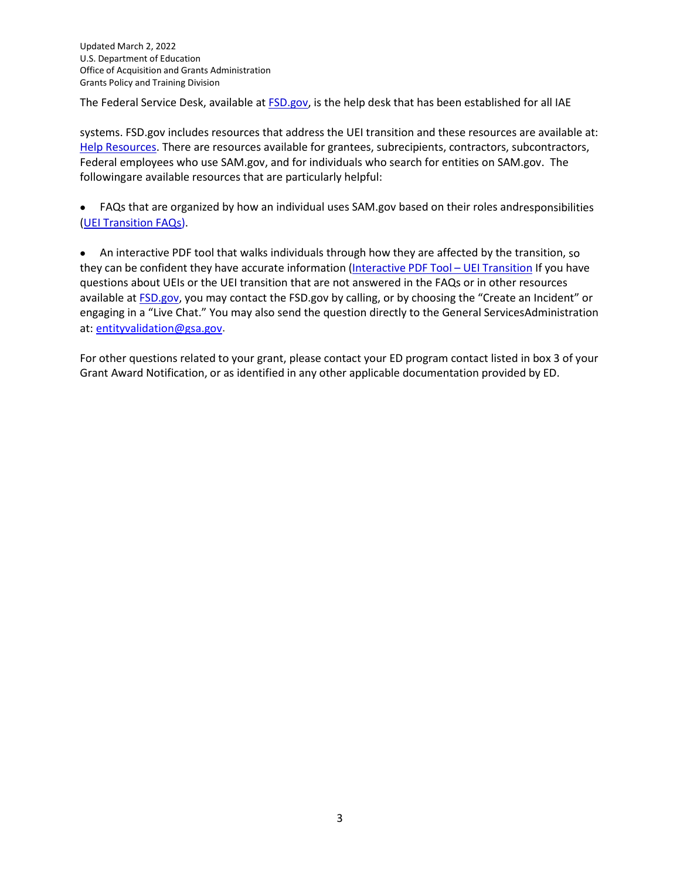The Federal Service Desk, available at [FSD.gov](FSD.gov), is the help desk that has been established for all IAE

systems. FSD.gov includes resources that address the UEI transition and these resources are available at: [Help Resources](Help Resources). There are resources available for grantees, subrecipients, contractors, subcontractors, Federal employees who use SAM.gov, and for individuals who search for entities on SAM.gov. The followingare available resources that are particularly helpful:

- FAQs that are organized by how an individual uses SAM.gov based on their roles andresponsibilities (UEI Transition FAQs).

- An interactive PDF tool that walks individuals through how they are affected by the transition, so they can be confident they have accurate information (Interactive PDF Tool – UEI Transition If you have questions about UEIs or the UEI transition that are not answered in the FAQs or in other resources available at FSD.gov, you may contact the FSD.gov by calling, or by choosing the "Create an Incident" or engaging in a "Live Chat." You may also send the question directly to the General ServicesAdministration at: entityvalidation@gsa.gov.

For other questions related to your grant, please contact your ED program contact listed in box 3 of your Grant Award Notification, or as identified in any other applicable documentation provided by ED.